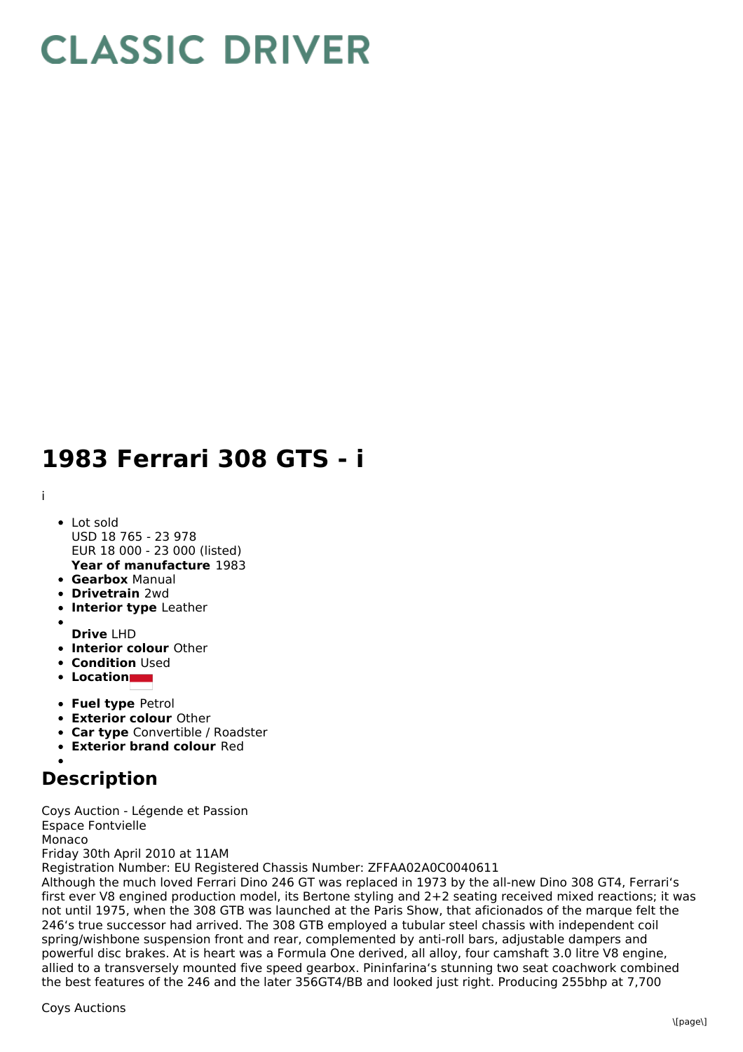# CLASSIC DRIVER

# 1983 Ferrari 308 GTS - i

i

- Lot sold
  USD 18 765 - 23 978
  EUR 18 000 - 23 000 (listed)
  **Year of manufacture** 1983
- **Gearbox** Manual
- **Drivetrain** 2wd
- **Interior type** Leather
- 
  **Drive** LHD
- **Interior colour** Other
- **Condition** Used
- **Location**
- **Fuel type** Petrol
- **Exterior colour** Other
- **Car type** Convertible / Roadster
- **Exterior brand colour** Red
- 

## Description

Coys Auction - Légende et Passion
Espace Fontvielle
Monaco
Friday 30th April 2010 at 11AM
Registration Number: EU Registered Chassis Number: ZFFAA02A0C0040611
Although the much loved Ferrari Dino 246 GT was replaced in 1973 by the all-new Dino 308 GT4, Ferrari's first ever V8 engined production model, its Bertone styling and 2+2 seating received mixed reactions; it was not until 1975, when the 308 GTB was launched at the Paris Show, that aficionados of the marque felt the 246's true successor had arrived. The 308 GTB employed a tubular steel chassis with independent coil spring/wishbone suspension front and rear, complemented by anti-roll bars, adjustable dampers and powerful disc brakes. At is heart was a Formula One derived, all alloy, four camshaft 3.0 litre V8 engine, allied to a transversely mounted five speed gearbox. Pininfarina's stunning two seat coachwork combined the best features of the 246 and the later 356GT4/BB and looked just right. Producing 255bhp at 7,700

Coys Auctions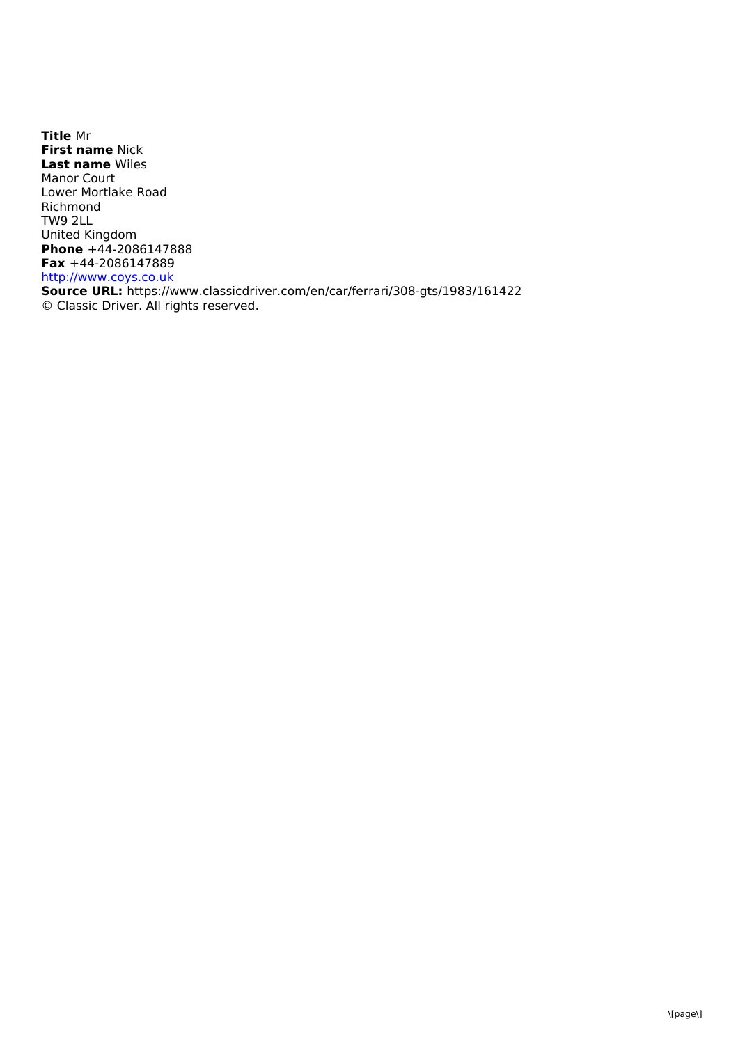**Title** Mr
**First name** Nick
**Last name** Wiles
Manor Court
Lower Mortlake Road
Richmond
TW9 2LL
United Kingdom
**Phone** +44-2086147888
**Fax** +44-2086147889
[http://www.coys.co.uk](http://www.coys.co.uk)
**Source URL:** https://www.classicdriver.com/en/car/ferrari/308-gts/1983/161422
© Classic Driver. All rights reserved.